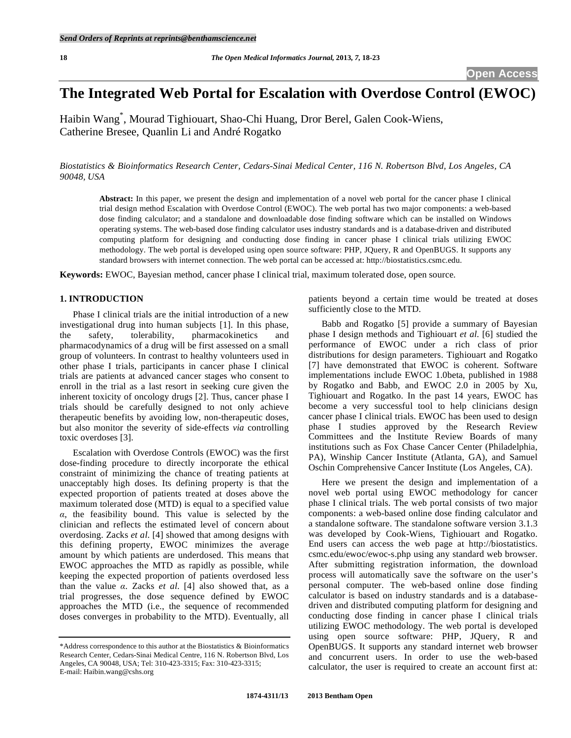# The Integrated Web Portal for Escalation with Overdose Control (EWOC)

Haibin Wang[*], Mourad Tighiouart, Shao-Chi Huang, Dror Berel, Galen Cook-Wiens, Catherine Bresee, Quanlin Li and André Rogatko

*Biostatistics & Bioinformatics Research Center, Cedars-Sinai Medical Center, 116 N. Robertson Blvd, Los Angeles, CA 90048, USA*

**Abstract:** In this paper, we present the design and implementation of a novel web portal for the cancer phase I clinical trial design method Escalation with Overdose Control (EWOC). The web portal has two major components: a web-based dose finding calculator; and a standalone and downloadable dose finding software which can be installed on Windows operating systems. The web-based dose finding calculator uses industry standards and is a database-driven and distributed computing platform for designing and conducting dose finding in cancer phase I clinical trials utilizing EWOC methodology. The web portal is developed using open source software: PHP, JQuery, R and OpenBUGS. It supports any standard browsers with internet connection. The web portal can be accessed at: http://biostatistics.csmc.edu.

**Keywords:** EWOC, Bayesian method, cancer phase I clinical trial, maximum tolerated dose, open source.

## 1. INTRODUCTION

Phase I clinical trials are the initial introduction of a new investigational drug into human subjects [1]. In this phase, the safety, tolerability, pharmacokinetics and pharmacodynamics of a drug will be first assessed on a small group of volunteers. In contrast to healthy volunteers used in other phase I trials, participants in cancer phase I clinical trials are patients at advanced cancer stages who consent to enroll in the trial as a last resort in seeking cure given the inherent toxicity of oncology drugs [2]. Thus, cancer phase I trials should be carefully designed to not only achieve therapeutic benefits by avoiding low, non-therapeutic doses, but also monitor the severity of side-effects *via* controlling toxic overdoses [3].

Escalation with Overdose Controls (EWOC) was the first dose-finding procedure to directly incorporate the ethical constraint of minimizing the chance of treating patients at unacceptably high doses. Its defining property is that the expected proportion of patients treated at doses above the maximum tolerated dose (MTD) is equal to a specified value $\alpha$, the feasibility bound. This value is selected by the clinician and reflects the estimated level of concern about overdosing. Zacks *et al.* [4] showed that among designs with this defining property, EWOC minimizes the average amount by which patients are underdosed. This means that EWOC approaches the MTD as rapidly as possible, while keeping the expected proportion of patients overdosed less than the value $\alpha$. Zacks *et al.* [4] also showed that, as a trial progresses, the dose sequence defined by EWOC approaches the MTD (i.e., the sequence of recommended doses converges in probability to the MTD). Eventually, all patients beyond a certain time would be treated at doses sufficiently close to the MTD.

Babb and Rogatko [5] provide a summary of Bayesian phase I design methods and Tighiouart *et al.* [6] studied the performance of EWOC under a rich class of prior distributions for design parameters. Tighiouart and Rogatko [7] have demonstrated that EWOC is coherent. Software implementations include EWOC 1.0beta, published in 1988 by Rogatko and Babb, and EWOC 2.0 in 2005 by Xu, Tighiouart and Rogatko. In the past 14 years, EWOC has become a very successful tool to help clinicians design cancer phase I clinical trials. EWOC has been used to design phase I studies approved by the Research Review Committees and the Institute Review Boards of many institutions such as Fox Chase Cancer Center (Philadelphia, PA), Winship Cancer Institute (Atlanta, GA), and Samuel Oschin Comprehensive Cancer Institute (Los Angeles, CA).

Here we present the design and implementation of a novel web portal using EWOC methodology for cancer phase I clinical trials. The web portal consists of two major components: a web-based online dose finding calculator and a standalone software. The standalone software version 3.1.3 was developed by Cook-Wiens, Tighiouart and Rogatko. End users can access the web page at http://biostatistics.csmc.edu/ewoc/ewoc-s.php using any standard web browser. After submitting registration information, the download process will automatically save the software on the user's personal computer. The web-based online dose finding calculator is based on industry standards and is a database-driven and distributed computing platform for designing and conducting dose finding in cancer phase I clinical trials utilizing EWOC methodology. The web portal is developed using open source software: PHP, JQuery, R and OpenBUGS. It supports any standard internet web browser and concurrent users. In order to use the web-based calculator, the user is required to create an account first at:

*Address correspondence to this author at the Biostatistics & Bioinformatics Research Center, Cedars-Sinai Medical Centre, 116 N. Robertson Blvd, Los Angeles, CA 90048, USA; Tel: 310-423-3315; Fax: 310-423-3315; E-mail: Haibin.wang@cshs.org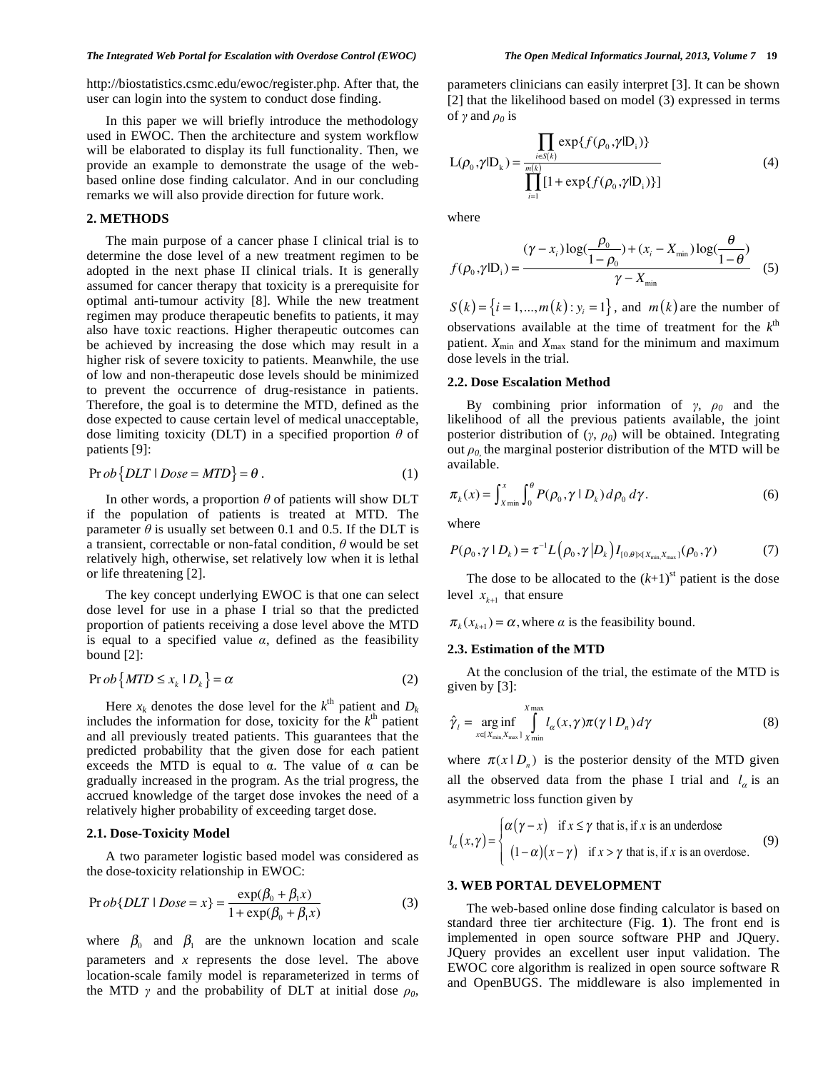http://biostatistics.csmc.edu/ewoc/register.php. After that, the user can login into the system to conduct dose finding.

In this paper we will briefly introduce the methodology used in EWOC. Then the architecture and system workflow will be elaborated to display its full functionality. Then, we provide an example to demonstrate the usage of the web-based online dose finding calculator. And in our concluding remarks we will also provide direction for future work.

## 2. METHODS

The main purpose of a cancer phase I clinical trial is to determine the dose level of a new treatment regimen to be adopted in the next phase II clinical trials. It is generally assumed for cancer therapy that toxicity is a prerequisite for optimal anti-tumour activity [8]. While the new treatment regimen may produce therapeutic benefits to patients, it may also have toxic reactions. Higher therapeutic outcomes can be achieved by increasing the dose which may result in a higher risk of severe toxicity to patients. Meanwhile, the use of low and non-therapeutic dose levels should be minimized to prevent the occurrence of drug-resistance in patients. Therefore, the goal is to determine the MTD, defined as the dose expected to cause certain level of medical unacceptable, dose limiting toxicity (DLT) in a specified proportion $\theta$ of patients [9]:

$$\Pr ob\left\{DLT \mid Dose = MTD\right\} = \theta \,. \tag{1}$$

In other words, a proportion $\theta$ of patients will show DLT if the population of patients is treated at MTD. The parameter $\theta$ is usually set between 0.1 and 0.5. If the DLT is a transient, correctable or non-fatal condition, $\theta$ would be set relatively high, otherwise, set relatively low when it is lethal or life threatening [2].

The key concept underlying EWOC is that one can select dose level for use in a phase I trial so that the predicted proportion of patients receiving a dose level above the MTD is equal to a specified value $\alpha$, defined as the feasibility bound [2]:

$$\Pr ob\left\{MTD \le x_k \mid D_k\right\} = \alpha \tag{2}$$

Here $x_k$ denotes the dose level for the $k^{\text{th}}$ patient and $D_k$ includes the information for dose, toxicity for the $k^{\text{th}}$ patient and all previously treated patients. This guarantees that the predicted probability that the given dose for each patient exceeds the MTD is equal to α. The value of α can be gradually increased in the program. As the trial progress, the accrued knowledge of the target dose invokes the need of a relatively higher probability of exceeding target dose.

### 2.1. Dose-Toxicity Model

A two parameter logistic based model was considered as the dose-toxicity relationship in EWOC:

$$\Pr ob\{DLT \mid Dose = x\} = \frac{\exp(\beta_0 + \beta_1 x)}{1 + \exp(\beta_0 + \beta_1 x)} \tag{3}$$

where $\beta_0$ and $\beta_1$ are the unknown location and scale parameters and $x$ represents the dose level. The above location-scale family model is reparameterized in terms of the MTD $\gamma$ and the probability of DLT at initial dose $\rho_0$, parameters clinicians can easily interpret [3]. It can be shown [2] that the likelihood based on model (3) expressed in terms of $\gamma$ and $\rho_0$ is

$$\mathrm{L}(\rho_0, \gamma \mid \mathrm{D_k}) = \frac{\prod_{i \in S(k)} \exp\{f(\rho_0, \gamma \mid \mathrm{D_i})\}}{\prod_{i=1}^{m(k)} [1 + \exp\{f(\rho_0, \gamma \mid \mathrm{D_i})\}]} \tag{4}$$

where

$$f(\rho_0, \gamma \mid \mathrm{D_i}) = \frac{(\gamma - x_i)\log(\frac{\rho_0}{1-\rho_0}) + (x_i - X_{\min})\log(\frac{\theta}{1-\theta})}{\gamma - X_{\min}} \tag{5}$$

$S(k) = \left\{i = 1, ..., m(k) : y_i = 1\right\}$, and $m(k)$ are the number of observations available at the time of treatment for the $k^{\text{th}}$ patient. $X_{\min}$ and $X_{\max}$ stand for the minimum and maximum dose levels in the trial.

### 2.2. Dose Escalation Method

By combining prior information of $\gamma$, $\rho_0$ and the likelihood of all the previous patients available, the joint posterior distribution of ($\gamma$, $\rho_0$) will be obtained. Integrating out $\rho_0$, the marginal posterior distribution of the MTD will be available.

$$\pi_k(x) = \int_{X\min}^{x} \int_0^{\theta} P(\rho_0, \gamma \mid D_k)\, d\rho_0\, d\gamma. \tag{6}$$

where

$$P(\rho_0, \gamma \mid D_k) = \tau^{-1} L\left(\rho_0, \gamma \middle| D_k\right) I_{[0,\theta]\times[X_{\min}, X_{\max}]}(\rho_0, \gamma) \tag{7}$$

The dose to be allocated to the $(k+1)^{\text{st}}$ patient is the dose level $x_{k+1}$ that ensure

$\pi_k(x_{k+1}) = \alpha$, where $\alpha$ is the feasibility bound.

### 2.3. Estimation of the MTD

At the conclusion of the trial, the estimate of the MTD is given by [3]:

$$\hat{\gamma}_i = \underset{x \in [X_{\min}, X_{\max}]}{\arg\inf} \int_{X\min}^{X\max} l_\alpha(x, \gamma) \pi(\gamma \mid D_n)\, d\gamma \tag{8}$$

where $\pi(x \mid D_n)$ is the posterior density of the MTD given all the observed data from the phase I trial and $l_\alpha$ is an asymmetric loss function given by

$$l_\alpha(x, \gamma) = \begin{cases} \alpha(\gamma - x) & \text{if } x \le \gamma \text{ that is, if } x \text{ is an underdose} \\ (1-\alpha)(x - \gamma) & \text{if } x > \gamma \text{ that is, if } x \text{ is an overdose.} \end{cases} \tag{9}$$

## 3. WEB PORTAL DEVELOPMENT

The web-based online dose finding calculator is based on standard three tier architecture (Fig. **1**). The front end is implemented in open source software PHP and JQuery. JQuery provides an excellent user input validation. The EWOC core algorithm is realized in open source software R and OpenBUGS. The middleware is also implemented in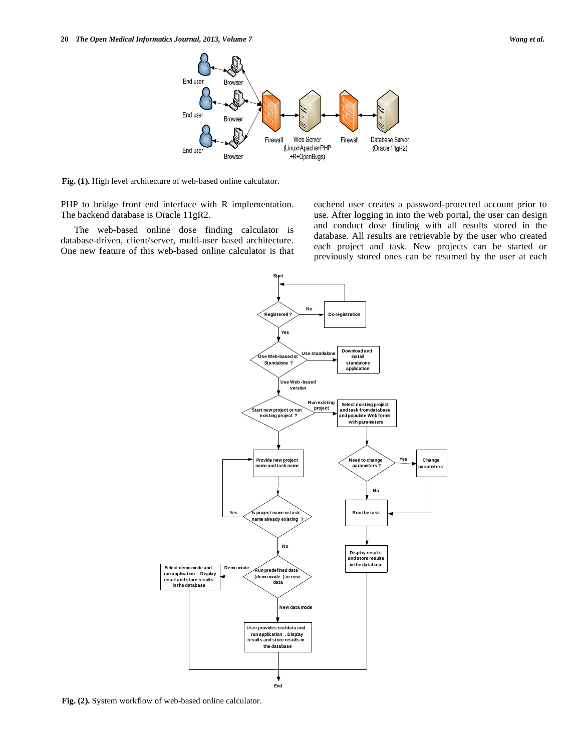Fig. (1). High level architecture of web-based online calculator.

PHP to bridge front end interface with R implementation. The backend database is Oracle 11gR2.

The web-based online dose finding calculator is database-driven, client/server, multi-user based architecture. One new feature of this web-based online calculator is that eachend user creates a password-protected account prior to use. After logging in into the web portal, the user can design and conduct dose finding with all results stored in the database. All results are retrievable by the user who created each project and task. New projects can be started or previously stored ones can be resumed by the user at each

Fig. (2). System workflow of web-based online calculator.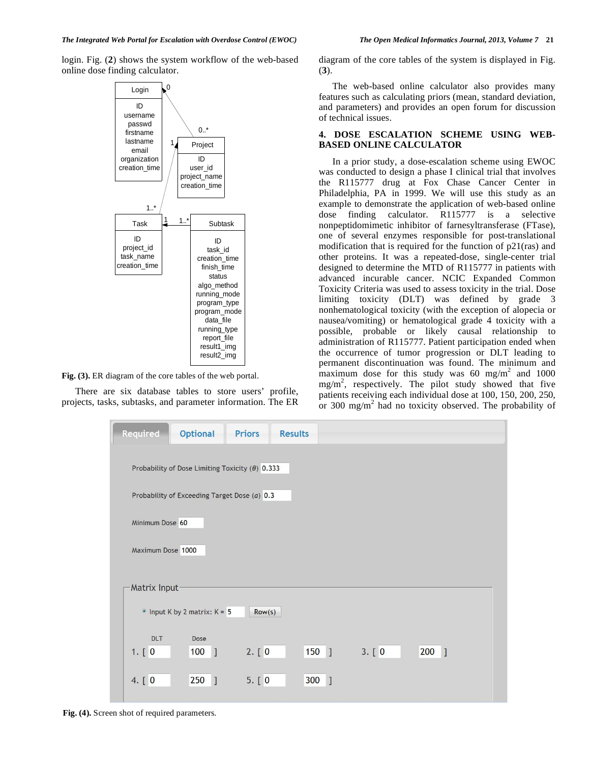login. Fig. (**2**) shows the system workflow of the web-based online dose finding calculator.

**Fig. (3).** ER diagram of the core tables of the web portal.

There are six database tables to store users' profile, projects, tasks, subtasks, and parameter information. The ER diagram of the core tables of the system is displayed in Fig. (**3**).

The web-based online calculator also provides many features such as calculating priors (mean, standard deviation, and parameters) and provides an open forum for discussion of technical issues.

## 4. DOSE ESCALATION SCHEME USING WEB-BASED ONLINE CALCULATOR

In a prior study, a dose-escalation scheme using EWOC was conducted to design a phase I clinical trial that involves the R115777 drug at Fox Chase Cancer Center in Philadelphia, PA in 1999. We will use this study as an example to demonstrate the application of web-based online dose finding calculator. R115777 is a selective nonpeptidomimetic inhibitor of farnesyltransferase (FTase), one of several enzymes responsible for post-translational modification that is required for the function of p21(ras) and other proteins. It was a repeated-dose, single-center trial designed to determine the MTD of R115777 in patients with advanced incurable cancer. NCIC Expanded Common Toxicity Criteria was used to assess toxicity in the trial. Dose limiting toxicity (DLT) was defined by grade 3 nonhematological toxicity (with the exception of alopecia or nausea/vomiting) or hematological grade 4 toxicity with a possible, probable or likely causal relationship to administration of R115777. Patient participation ended when the occurrence of tumor progression or DLT leading to permanent discontinuation was found. The minimum and maximum dose for this study was 60 mg/m$^2$ and 1000 mg/m$^2$, respectively. The pilot study showed that five patients receiving each individual dose at 100, 150, 200, 250, or 300 mg/m$^2$ had no toxicity observed. The probability of

**Fig. (4).** Screen shot of required parameters.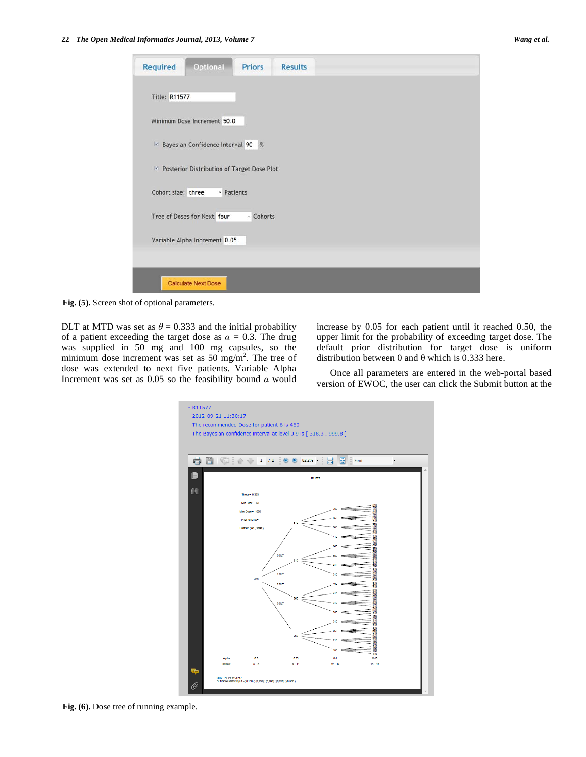Fig. (5). Screen shot of optional parameters.

DLT at MTD was set as $\theta = 0.333$ and the initial probability of a patient exceeding the target dose as $\alpha = 0.3$. The drug was supplied in 50 mg and 100 mg capsules, so the minimum dose increment was set as 50 mg/m$^2$. The tree of dose was extended to next five patients. Variable Alpha Increment was set as 0.05 so the feasibility bound $\alpha$ would increase by 0.05 for each patient until it reached 0.50, the upper limit for the probability of exceeding target dose. The default prior distribution for target dose is uniform distribution between 0 and θ which is 0.333 here.

Once all parameters are entered in the web-portal based version of EWOC, the user can click the Submit button at the

Fig. (6). Dose tree of running example.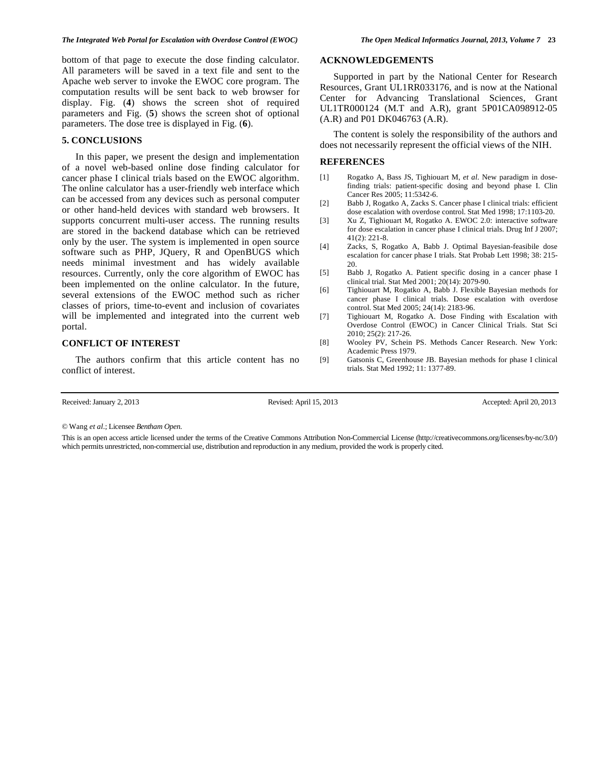bottom of that page to execute the dose finding calculator. All parameters will be saved in a text file and sent to the Apache web server to invoke the EWOC core program. The computation results will be sent back to web browser for display. Fig. (**4**) shows the screen shot of required parameters and Fig. (**5**) shows the screen shot of optional parameters. The dose tree is displayed in Fig. (**6**).

## 5. CONCLUSIONS

In this paper, we present the design and implementation of a novel web-based online dose finding calculator for cancer phase I clinical trials based on the EWOC algorithm. The online calculator has a user-friendly web interface which can be accessed from any devices such as personal computer or other hand-held devices with standard web browsers. It supports concurrent multi-user access. The running results are stored in the backend database which can be retrieved only by the user. The system is implemented in open source software such as PHP, JQuery, R and OpenBUGS which needs minimal investment and has widely available resources. Currently, only the core algorithm of EWOC has been implemented on the online calculator. In the future, several extensions of the EWOC method such as richer classes of priors, time-to-event and inclusion of covariates will be implemented and integrated into the current web portal.

## CONFLICT OF INTEREST

The authors confirm that this article content has no conflict of interest.

## ACKNOWLEDGEMENTS

Supported in part by the National Center for Research Resources, Grant UL1RR033176, and is now at the National Center for Advancing Translational Sciences, Grant UL1TR000124 (M.T and A.R), grant 5P01CA098912-05 (A.R) and P01 DK046763 (A.R).

The content is solely the responsibility of the authors and does not necessarily represent the official views of the NIH.

## REFERENCES

[1] Rogatko A, Bass JS, Tighiouart M, *et al.* New paradigm in dose-finding trials: patient-specific dosing and beyond phase I. Clin Cancer Res 2005; 11:5342-6.

[2] Babb J, Rogatko A, Zacks S. Cancer phase I clinical trials: efficient dose escalation with overdose control. Stat Med 1998; 17:1103-20.

[3] Xu Z, Tighiouart M, Rogatko A. EWOC 2.0: interactive software for dose escalation in cancer phase I clinical trials. Drug Inf J 2007; 41(2): 221-8.

[4] Zacks, S, Rogatko A, Babb J. Optimal Bayesian-feasibile dose escalation for cancer phase I trials. Stat Probab Lett 1998; 38: 215-20.

[5] Babb J, Rogatko A. Patient specific dosing in a cancer phase I clinical trial. Stat Med 2001; 20(14): 2079-90.

[6] Tighiouart M, Rogatko A, Babb J. Flexible Bayesian methods for cancer phase I clinical trials. Dose escalation with overdose control. Stat Med 2005; 24(14): 2183-96.

[7] Tighiouart M, Rogatko A. Dose Finding with Escalation with Overdose Control (EWOC) in Cancer Clinical Trials. Stat Sci 2010; 25(2): 217-26.

[8] Wooley PV, Schein PS. Methods Cancer Research. New York: Academic Press 1979.

[9] Gatsonis C, Greenhouse JB. Bayesian methods for phase I clinical trials. Stat Med 1992; 11: 1377-89.

Received: January 2, 2013 Revised: April 15, 2013 Accepted: April 20, 2013

© Wang *et al*.; Licensee *Bentham Open.*

This is an open access article licensed under the terms of the Creative Commons Attribution Non-Commercial License (http://creativecommons.org/licenses/by-nc/3.0/) which permits unrestricted, non-commercial use, distribution and reproduction in any medium, provided the work is properly cited.